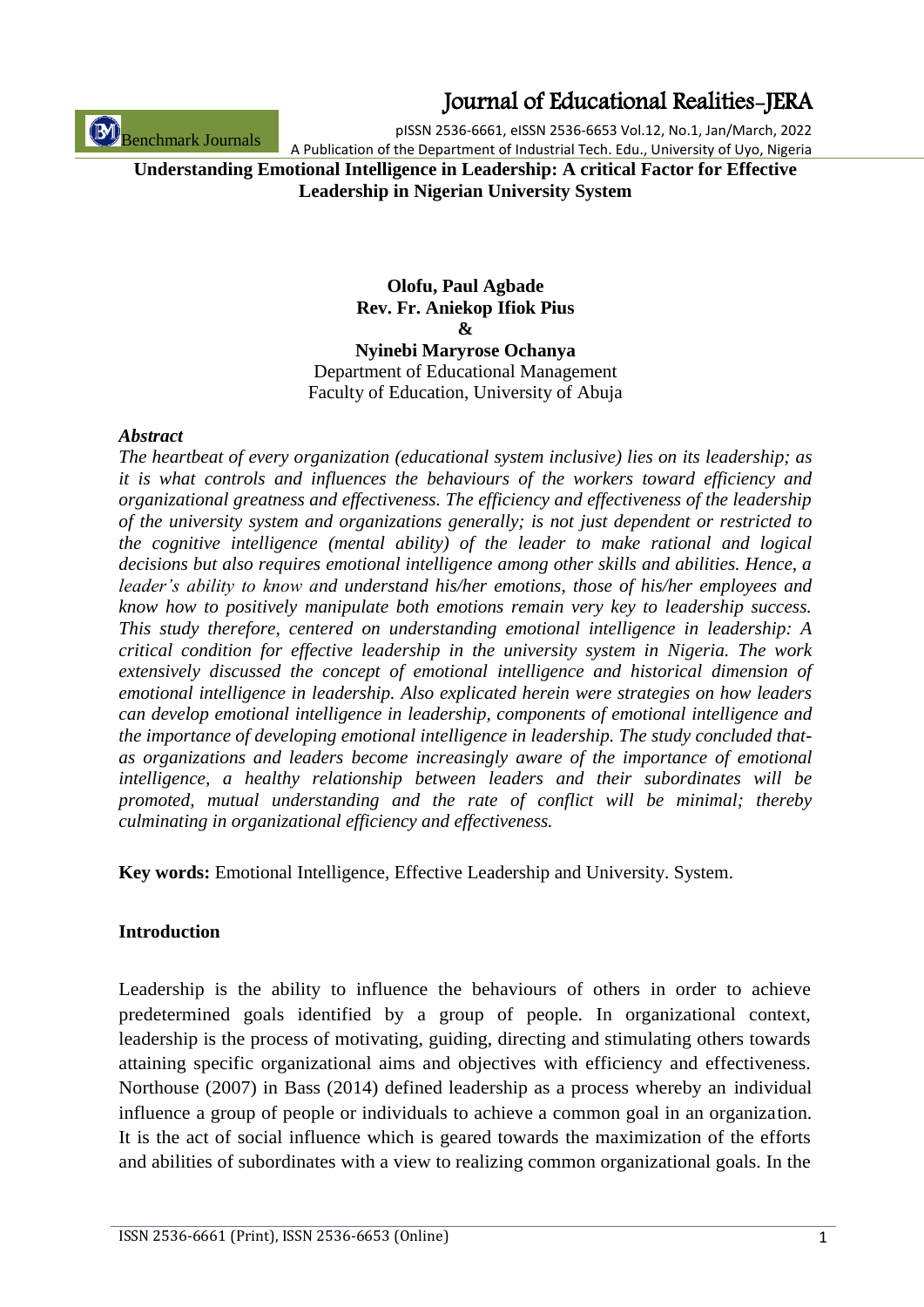# Understanding Emotional Intelligence in Leadership: A critical Factor for Effective Leadership in Nigerian University System

**Olofu, Paul Agbade**
**Rev. Fr. Aniekop Ifiok Pius**
**&**
**Nyinebi Maryrose Ochanya**
Department of Educational Management
Faculty of Education, University of Abuja

***Abstract***

*The heartbeat of every organization (educational system inclusive) lies on its leadership; as it is what controls and influences the behaviours of the workers toward efficiency and organizational greatness and effectiveness. The efficiency and effectiveness of the leadership of the university system and organizations generally; is not just dependent or restricted to the cognitive intelligence (mental ability) of the leader to make rational and logical decisions but also requires emotional intelligence among other skills and abilities. Hence, a leader's ability to know and understand his/her emotions, those of his/her employees and know how to positively manipulate both emotions remain very key to leadership success. This study therefore, centered on understanding emotional intelligence in leadership: A critical condition for effective leadership in the university system in Nigeria. The work extensively discussed the concept of emotional intelligence and historical dimension of emotional intelligence in leadership. Also explicated herein were strategies on how leaders can develop emotional intelligence in leadership, components of emotional intelligence and the importance of developing emotional intelligence in leadership. The study concluded that- as organizations and leaders become increasingly aware of the importance of emotional intelligence, a healthy relationship between leaders and their subordinates will be promoted, mutual understanding and the rate of conflict will be minimal; thereby culminating in organizational efficiency and effectiveness.*

**Key words:** Emotional Intelligence, Effective Leadership and University. System.

## Introduction

Leadership is the ability to influence the behaviours of others in order to achieve predetermined goals identified by a group of people. In organizational context, leadership is the process of motivating, guiding, directing and stimulating others towards attaining specific organizational aims and objectives with efficiency and effectiveness. Northouse (2007) in Bass (2014) defined leadership as a process whereby an individual influence a group of people or individuals to achieve a common goal in an organization. It is the act of social influence which is geared towards the maximization of the efforts and abilities of subordinates with a view to realizing common organizational goals. In the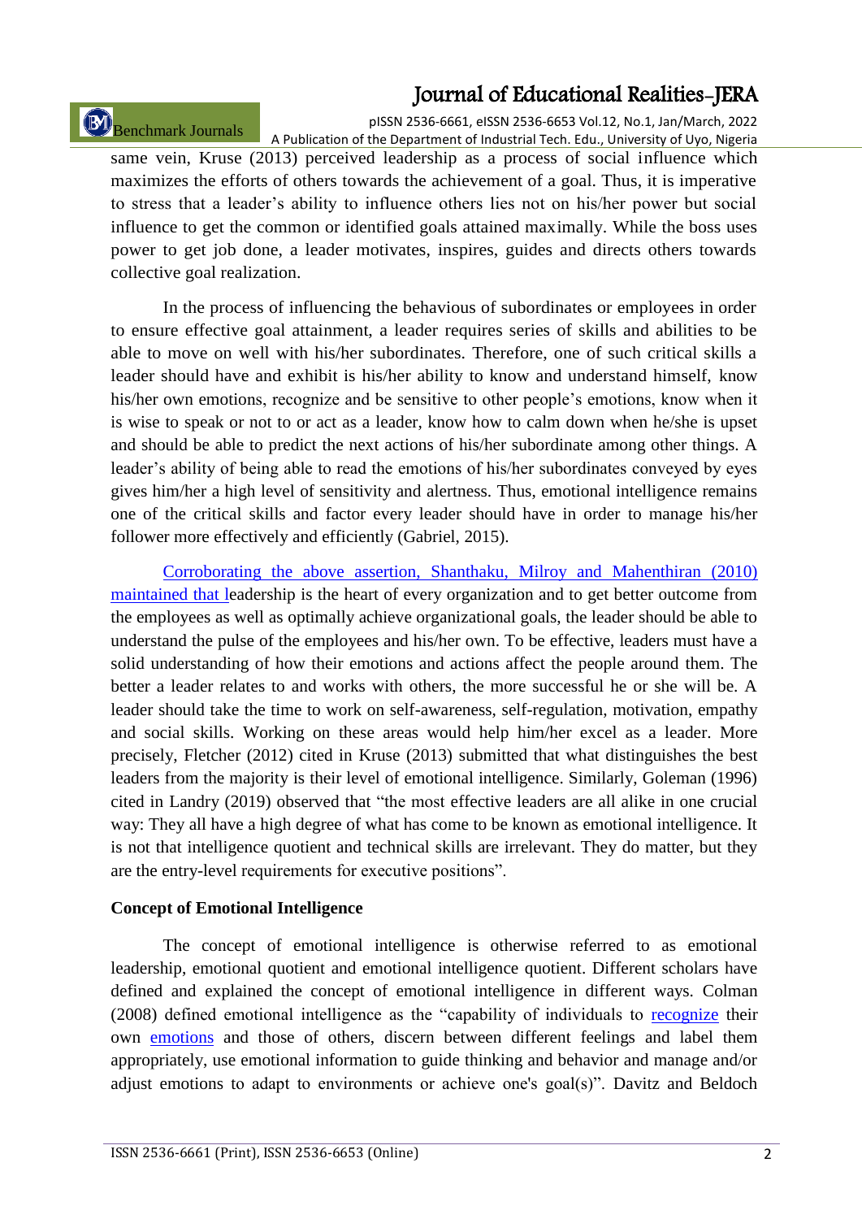same vein, Kruse (2013) perceived leadership as a process of social influence which maximizes the efforts of others towards the achievement of a goal. Thus, it is imperative to stress that a leader's ability to influence others lies not on his/her power but social influence to get the common or identified goals attained maximally. While the boss uses power to get job done, a leader motivates, inspires, guides and directs others towards collective goal realization.

In the process of influencing the behaviours of subordinates or employees in order to ensure effective goal attainment, a leader requires series of skills and abilities to be able to move on well with his/her subordinates. Therefore, one of such critical skills a leader should have and exhibit is his/her ability to know and understand himself, know his/her own emotions, recognize and be sensitive to other people's emotions, know when it is wise to speak or not to or act as a leader, know how to calm down when he/she is upset and should be able to predict the next actions of his/her subordinate among other things. A leader's ability of being able to read the emotions of his/her subordinates conveyed by eyes gives him/her a high level of sensitivity and alertness. Thus, emotional intelligence remains one of the critical skills and factor every leader should have in order to manage his/her follower more effectively and efficiently (Gabriel, 2015).

Corroborating the above assertion, Shanthaku, Milroy and Mahenthiran (2010) maintained that leadership is the heart of every organization and to get better outcome from the employees as well as optimally achieve organizational goals, the leader should be able to understand the pulse of the employees and his/her own. To be effective, leaders must have a solid understanding of how their emotions and actions affect the people around them. The better a leader relates to and works with others, the more successful he or she will be. A leader should take the time to work on self-awareness, self-regulation, motivation, empathy and social skills. Working on these areas would help him/her excel as a leader. More precisely, Fletcher (2012) cited in Kruse (2013) submitted that what distinguishes the best leaders from the majority is their level of emotional intelligence. Similarly, Goleman (1996) cited in Landry (2019) observed that "the most effective leaders are all alike in one crucial way: They all have a high degree of what has come to be known as emotional intelligence. It is not that intelligence quotient and technical skills are irrelevant. They do matter, but they are the entry-level requirements for executive positions".

**Concept of Emotional Intelligence**

The concept of emotional intelligence is otherwise referred to as emotional leadership, emotional quotient and emotional intelligence quotient. Different scholars have defined and explained the concept of emotional intelligence in different ways. Colman (2008) defined emotional intelligence as the "capability of individuals to recognize their own emotions and those of others, discern between different feelings and label them appropriately, use emotional information to guide thinking and behavior and manage and/or adjust emotions to adapt to environments or achieve one's goal(s)". Davitz and Beldoch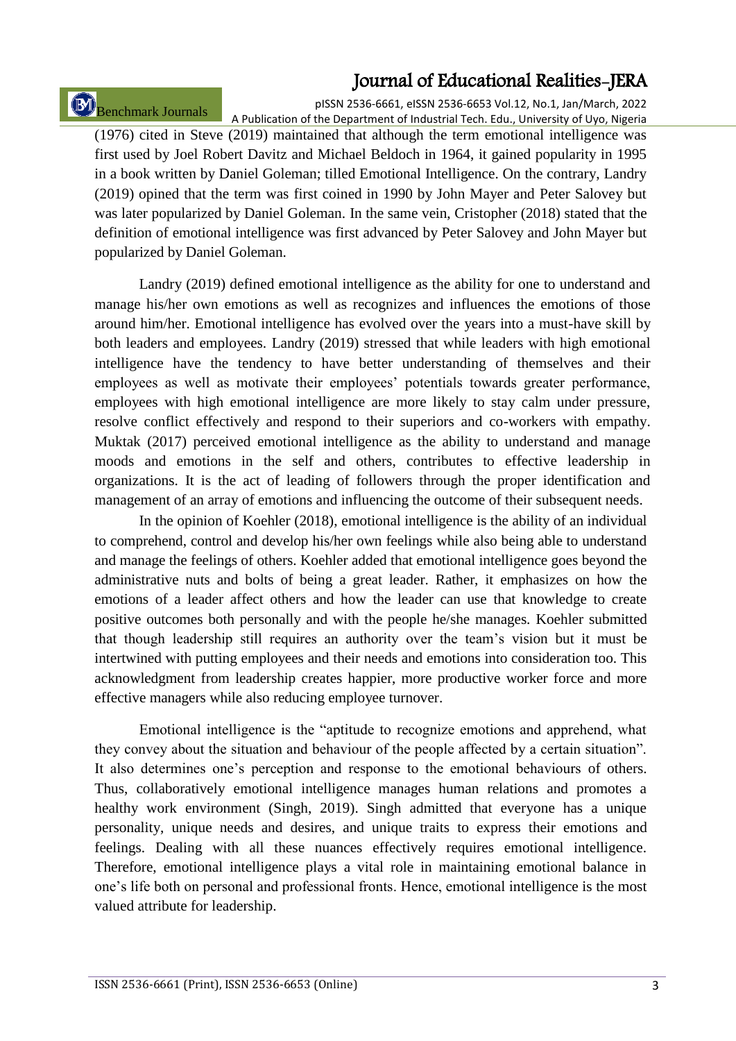(1976) cited in Steve (2019) maintained that although the term emotional intelligence was first used by Joel Robert Davitz and Michael Beldoch in 1964, it gained popularity in 1995 in a book written by Daniel Goleman; tilled Emotional Intelligence. On the contrary, Landry (2019) opined that the term was first coined in 1990 by John Mayer and Peter Salovey but was later popularized by Daniel Goleman. In the same vein, Cristopher (2018) stated that the definition of emotional intelligence was first advanced by Peter Salovey and John Mayer but popularized by Daniel Goleman.

Landry (2019) defined emotional intelligence as the ability for one to understand and manage his/her own emotions as well as recognizes and influences the emotions of those around him/her. Emotional intelligence has evolved over the years into a must-have skill by both leaders and employees. Landry (2019) stressed that while leaders with high emotional intelligence have the tendency to have better understanding of themselves and their employees as well as motivate their employees' potentials towards greater performance, employees with high emotional intelligence are more likely to stay calm under pressure, resolve conflict effectively and respond to their superiors and co-workers with empathy. Muktak (2017) perceived emotional intelligence as the ability to understand and manage moods and emotions in the self and others, contributes to effective leadership in organizations. It is the act of leading of followers through the proper identification and management of an array of emotions and influencing the outcome of their subsequent needs.

In the opinion of Koehler (2018), emotional intelligence is the ability of an individual to comprehend, control and develop his/her own feelings while also being able to understand and manage the feelings of others. Koehler added that emotional intelligence goes beyond the administrative nuts and bolts of being a great leader. Rather, it emphasizes on how the emotions of a leader affect others and how the leader can use that knowledge to create positive outcomes both personally and with the people he/she manages. Koehler submitted that though leadership still requires an authority over the team's vision but it must be intertwined with putting employees and their needs and emotions into consideration too. This acknowledgment from leadership creates happier, more productive worker force and more effective managers while also reducing employee turnover.

Emotional intelligence is the "aptitude to recognize emotions and apprehend, what they convey about the situation and behaviour of the people affected by a certain situation". It also determines one's perception and response to the emotional behaviours of others. Thus, collaboratively emotional intelligence manages human relations and promotes a healthy work environment (Singh, 2019). Singh admitted that everyone has a unique personality, unique needs and desires, and unique traits to express their emotions and feelings. Dealing with all these nuances effectively requires emotional intelligence. Therefore, emotional intelligence plays a vital role in maintaining emotional balance in one's life both on personal and professional fronts. Hence, emotional intelligence is the most valued attribute for leadership.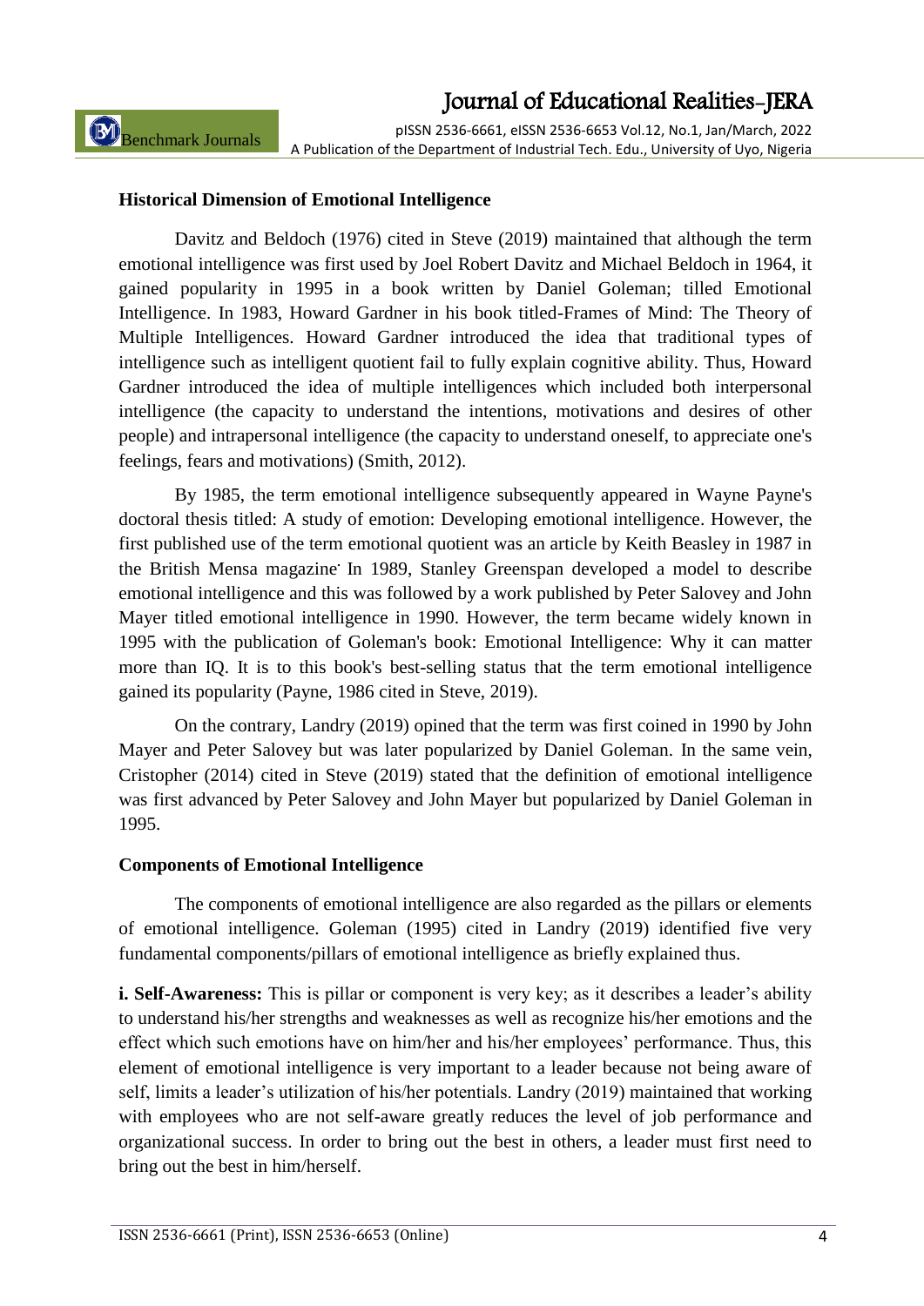### Historical Dimension of Emotional Intelligence

Davitz and Beldoch (1976) cited in Steve (2019) maintained that although the term emotional intelligence was first used by Joel Robert Davitz and Michael Beldoch in 1964, it gained popularity in 1995 in a book written by Daniel Goleman; tilled Emotional Intelligence. In 1983, Howard Gardner in his book titled-Frames of Mind: The Theory of Multiple Intelligences. Howard Gardner introduced the idea that traditional types of intelligence such as intelligent quotient fail to fully explain cognitive ability. Thus, Howard Gardner introduced the idea of multiple intelligences which included both interpersonal intelligence (the capacity to understand the intentions, motivations and desires of other people) and intrapersonal intelligence (the capacity to understand oneself, to appreciate one's feelings, fears and motivations) (Smith, 2012).

By 1985, the term emotional intelligence subsequently appeared in Wayne Payne's doctoral thesis titled: A study of emotion: Developing emotional intelligence. However, the first published use of the term emotional quotient was an article by Keith Beasley in 1987 in the British Mensa magazine. In 1989, Stanley Greenspan developed a model to describe emotional intelligence and this was followed by a work published by Peter Salovey and John Mayer titled emotional intelligence in 1990. However, the term became widely known in 1995 with the publication of Goleman's book: Emotional Intelligence: Why it can matter more than IQ. It is to this book's best-selling status that the term emotional intelligence gained its popularity (Payne, 1986 cited in Steve, 2019).

On the contrary, Landry (2019) opined that the term was first coined in 1990 by John Mayer and Peter Salovey but was later popularized by Daniel Goleman. In the same vein, Cristopher (2014) cited in Steve (2019) stated that the definition of emotional intelligence was first advanced by Peter Salovey and John Mayer but popularized by Daniel Goleman in 1995.

### Components of Emotional Intelligence

The components of emotional intelligence are also regarded as the pillars or elements of emotional intelligence. Goleman (1995) cited in Landry (2019) identified five very fundamental components/pillars of emotional intelligence as briefly explained thus.

**i. Self-Awareness:** This is pillar or component is very key; as it describes a leader's ability to understand his/her strengths and weaknesses as well as recognize his/her emotions and the effect which such emotions have on him/her and his/her employees' performance. Thus, this element of emotional intelligence is very important to a leader because not being aware of self, limits a leader's utilization of his/her potentials. Landry (2019) maintained that working with employees who are not self-aware greatly reduces the level of job performance and organizational success. In order to bring out the best in others, a leader must first need to bring out the best in him/herself.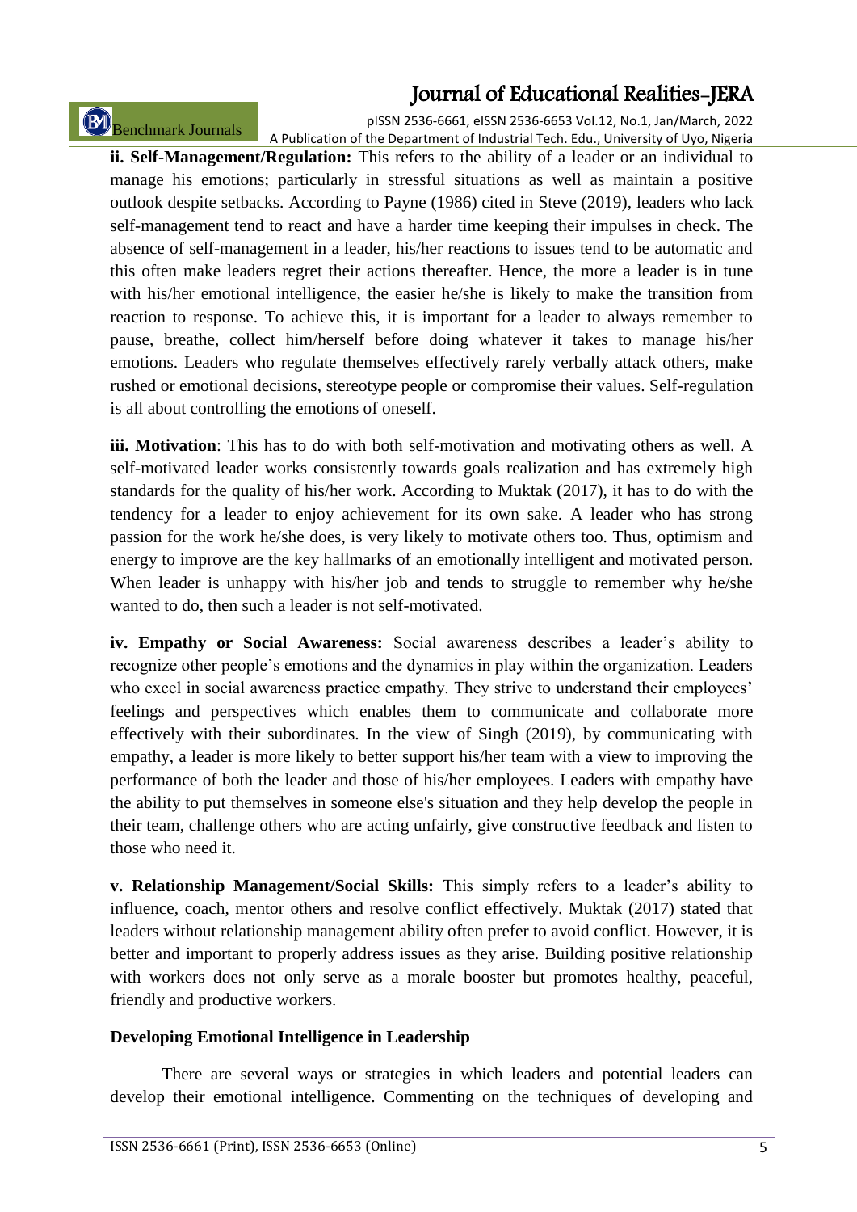**ii. Self-Management/Regulation:** This refers to the ability of a leader or an individual to manage his emotions; particularly in stressful situations as well as maintain a positive outlook despite setbacks. According to Payne (1986) cited in Steve (2019), leaders who lack self-management tend to react and have a harder time keeping their impulses in check. The absence of self-management in a leader, his/her reactions to issues tend to be automatic and this often make leaders regret their actions thereafter. Hence, the more a leader is in tune with his/her emotional intelligence, the easier he/she is likely to make the transition from reaction to response. To achieve this, it is important for a leader to always remember to pause, breathe, collect him/herself before doing whatever it takes to manage his/her emotions. Leaders who regulate themselves effectively rarely verbally attack others, make rushed or emotional decisions, stereotype people or compromise their values. Self-regulation is all about controlling the emotions of oneself.

**iii. Motivation**: This has to do with both self-motivation and motivating others as well. A self-motivated leader works consistently towards goals realization and has extremely high standards for the quality of his/her work. According to Muktak (2017), it has to do with the tendency for a leader to enjoy achievement for its own sake. A leader who has strong passion for the work he/she does, is very likely to motivate others too. Thus, optimism and energy to improve are the key hallmarks of an emotionally intelligent and motivated person. When leader is unhappy with his/her job and tends to struggle to remember why he/she wanted to do, then such a leader is not self-motivated.

**iv. Empathy or Social Awareness:** Social awareness describes a leader's ability to recognize other people's emotions and the dynamics in play within the organization. Leaders who excel in social awareness practice empathy. They strive to understand their employees' feelings and perspectives which enables them to communicate and collaborate more effectively with their subordinates. In the view of Singh (2019), by communicating with empathy, a leader is more likely to better support his/her team with a view to improving the performance of both the leader and those of his/her employees. Leaders with empathy have the ability to put themselves in someone else's situation and they help develop the people in their team, challenge others who are acting unfairly, give constructive feedback and listen to those who need it.

**v. Relationship Management/Social Skills:** This simply refers to a leader's ability to influence, coach, mentor others and resolve conflict effectively. Muktak (2017) stated that leaders without relationship management ability often prefer to avoid conflict. However, it is better and important to properly address issues as they arise. Building positive relationship with workers does not only serve as a morale booster but promotes healthy, peaceful, friendly and productive workers.

**Developing Emotional Intelligence in Leadership**

There are several ways or strategies in which leaders and potential leaders can develop their emotional intelligence. Commenting on the techniques of developing and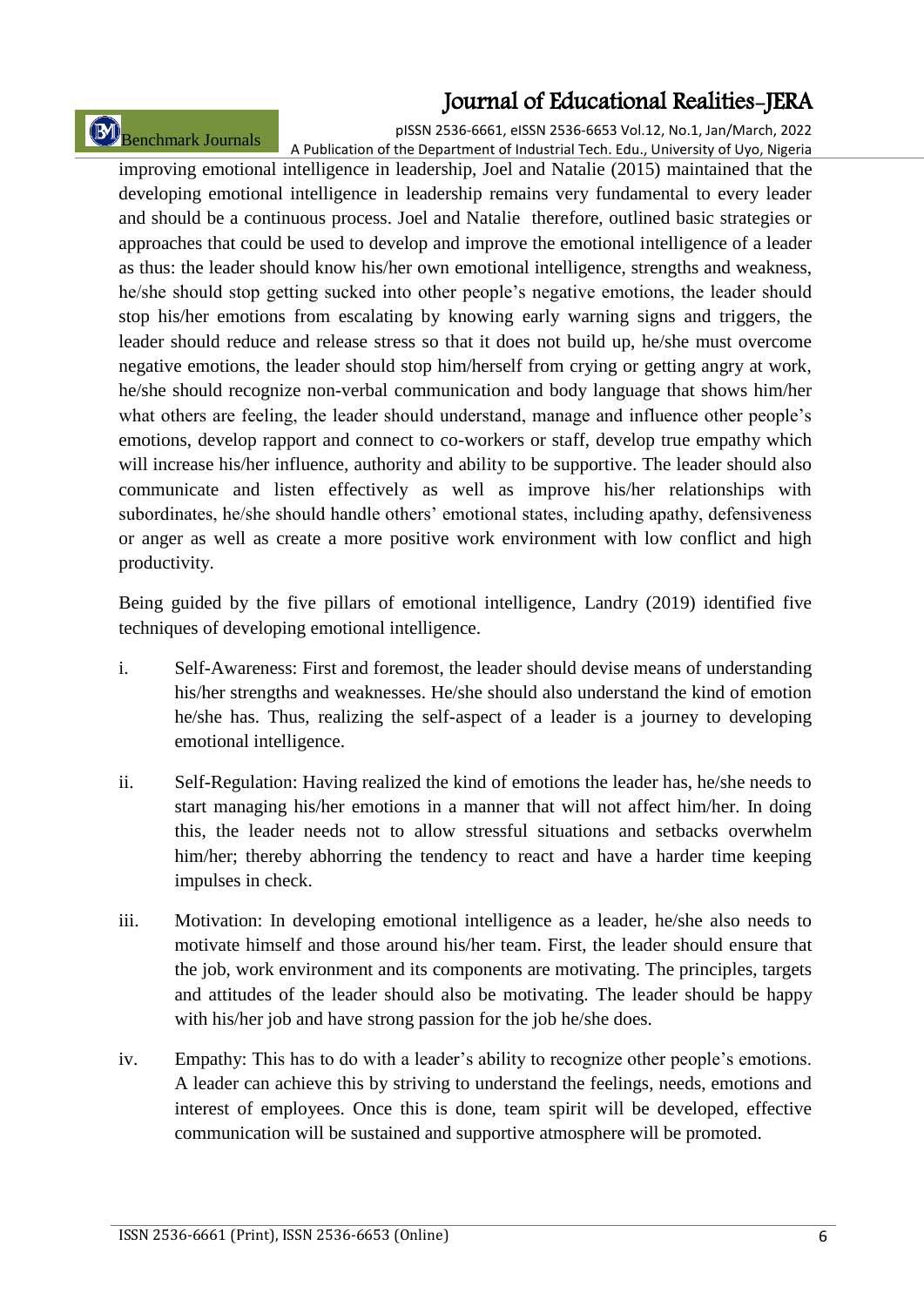improving emotional intelligence in leadership, Joel and Natalie (2015) maintained that the developing emotional intelligence in leadership remains very fundamental to every leader and should be a continuous process. Joel and Natalie therefore, outlined basic strategies or approaches that could be used to develop and improve the emotional intelligence of a leader as thus: the leader should know his/her own emotional intelligence, strengths and weakness, he/she should stop getting sucked into other people's negative emotions, the leader should stop his/her emotions from escalating by knowing early warning signs and triggers, the leader should reduce and release stress so that it does not build up, he/she must overcome negative emotions, the leader should stop him/herself from crying or getting angry at work, he/she should recognize non-verbal communication and body language that shows him/her what others are feeling, the leader should understand, manage and influence other people's emotions, develop rapport and connect to co-workers or staff, develop true empathy which will increase his/her influence, authority and ability to be supportive. The leader should also communicate and listen effectively as well as improve his/her relationships with subordinates, he/she should handle others' emotional states, including apathy, defensiveness or anger as well as create a more positive work environment with low conflict and high productivity.

Being guided by the five pillars of emotional intelligence, Landry (2019) identified five techniques of developing emotional intelligence.

i. Self-Awareness: First and foremost, the leader should devise means of understanding his/her strengths and weaknesses. He/she should also understand the kind of emotion he/she has. Thus, realizing the self-aspect of a leader is a journey to developing emotional intelligence.

ii. Self-Regulation: Having realized the kind of emotions the leader has, he/she needs to start managing his/her emotions in a manner that will not affect him/her. In doing this, the leader needs not to allow stressful situations and setbacks overwhelm him/her; thereby abhorring the tendency to react and have a harder time keeping impulses in check.

iii. Motivation: In developing emotional intelligence as a leader, he/she also needs to motivate himself and those around his/her team. First, the leader should ensure that the job, work environment and its components are motivating. The principles, targets and attitudes of the leader should also be motivating. The leader should be happy with his/her job and have strong passion for the job he/she does.

iv. Empathy: This has to do with a leader's ability to recognize other people's emotions. A leader can achieve this by striving to understand the feelings, needs, emotions and interest of employees. Once this is done, team spirit will be developed, effective communication will be sustained and supportive atmosphere will be promoted.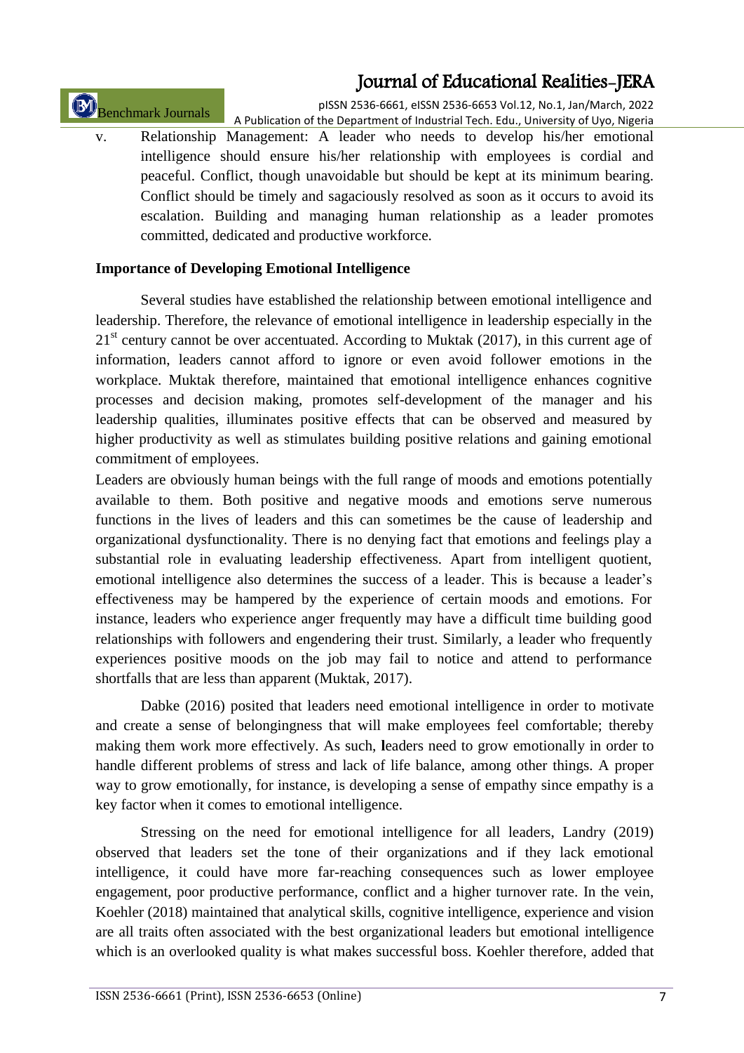v. Relationship Management: A leader who needs to develop his/her emotional intelligence should ensure his/her relationship with employees is cordial and peaceful. Conflict, though unavoidable but should be kept at its minimum bearing. Conflict should be timely and sagaciously resolved as soon as it occurs to avoid its escalation. Building and managing human relationship as a leader promotes committed, dedicated and productive workforce.

**Importance of Developing Emotional Intelligence**

Several studies have established the relationship between emotional intelligence and leadership. Therefore, the relevance of emotional intelligence in leadership especially in the 21st century cannot be over accentuated. According to Muktak (2017), in this current age of information, leaders cannot afford to ignore or even avoid follower emotions in the workplace. Muktak therefore, maintained that emotional intelligence enhances cognitive processes and decision making, promotes self-development of the manager and his leadership qualities, illuminates positive effects that can be observed and measured by higher productivity as well as stimulates building positive relations and gaining emotional commitment of employees.

Leaders are obviously human beings with the full range of moods and emotions potentially available to them. Both positive and negative moods and emotions serve numerous functions in the lives of leaders and this can sometimes be the cause of leadership and organizational dysfunctionality. There is no denying fact that emotions and feelings play a substantial role in evaluating leadership effectiveness. Apart from intelligent quotient, emotional intelligence also determines the success of a leader. This is because a leader's effectiveness may be hampered by the experience of certain moods and emotions. For instance, leaders who experience anger frequently may have a difficult time building good relationships with followers and engendering their trust. Similarly, a leader who frequently experiences positive moods on the job may fail to notice and attend to performance shortfalls that are less than apparent (Muktak, 2017).

Dabke (2016) posited that leaders need emotional intelligence in order to motivate and create a sense of belongingness that will make employees feel comfortable; thereby making them work more effectively. As such, leaders need to grow emotionally in order to handle different problems of stress and lack of life balance, among other things. A proper way to grow emotionally, for instance, is developing a sense of empathy since empathy is a key factor when it comes to emotional intelligence.

Stressing on the need for emotional intelligence for all leaders, Landry (2019) observed that leaders set the tone of their organizations and if they lack emotional intelligence, it could have more far-reaching consequences such as lower employee engagement, poor productive performance, conflict and a higher turnover rate. In the vein, Koehler (2018) maintained that analytical skills, cognitive intelligence, experience and vision are all traits often associated with the best organizational leaders but emotional intelligence which is an overlooked quality is what makes successful boss. Koehler therefore, added that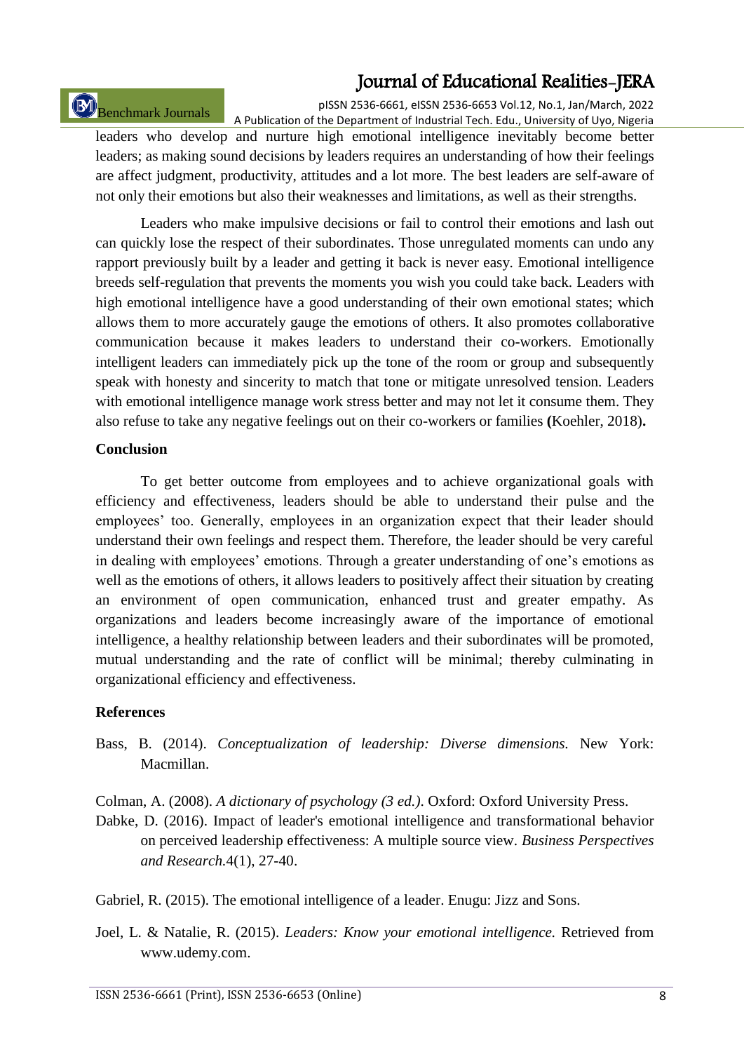leaders who develop and nurture high emotional intelligence inevitably become better leaders; as making sound decisions by leaders requires an understanding of how their feelings are affect judgment, productivity, attitudes and a lot more. The best leaders are self-aware of not only their emotions but also their weaknesses and limitations, as well as their strengths.

Leaders who make impulsive decisions or fail to control their emotions and lash out can quickly lose the respect of their subordinates. Those unregulated moments can undo any rapport previously built by a leader and getting it back is never easy. Emotional intelligence breeds self-regulation that prevents the moments you wish you could take back. Leaders with high emotional intelligence have a good understanding of their own emotional states; which allows them to more accurately gauge the emotions of others. It also promotes collaborative communication because it makes leaders to understand their co-workers. Emotionally intelligent leaders can immediately pick up the tone of the room or group and subsequently speak with honesty and sincerity to match that tone or mitigate unresolved tension. Leaders with emotional intelligence manage work stress better and may not let it consume them. They also refuse to take any negative feelings out on their co-workers or families **(**Koehler, 2018)**.**

## Conclusion

To get better outcome from employees and to achieve organizational goals with efficiency and effectiveness, leaders should be able to understand their pulse and the employees' too. Generally, employees in an organization expect that their leader should understand their own feelings and respect them. Therefore, the leader should be very careful in dealing with employees' emotions. Through a greater understanding of one's emotions as well as the emotions of others, it allows leaders to positively affect their situation by creating an environment of open communication, enhanced trust and greater empathy. As organizations and leaders become increasingly aware of the importance of emotional intelligence, a healthy relationship between leaders and their subordinates will be promoted, mutual understanding and the rate of conflict will be minimal; thereby culminating in organizational efficiency and effectiveness.

## References

Bass, B. (2014). *Conceptualization of leadership: Diverse dimensions.* New York: Macmillan.

Colman, A. (2008). *A dictionary of psychology (3 ed.)*. Oxford: Oxford University Press.

Dabke, D. (2016). Impact of leader's emotional intelligence and transformational behavior on perceived leadership effectiveness: A multiple source view. *Business Perspectives and Research.*4(1), 27-40.

Gabriel, R. (2015). The emotional intelligence of a leader. Enugu: Jizz and Sons.

Joel, L. & Natalie, R. (2015). *Leaders: Know your emotional intelligence.* Retrieved from www.udemy.com.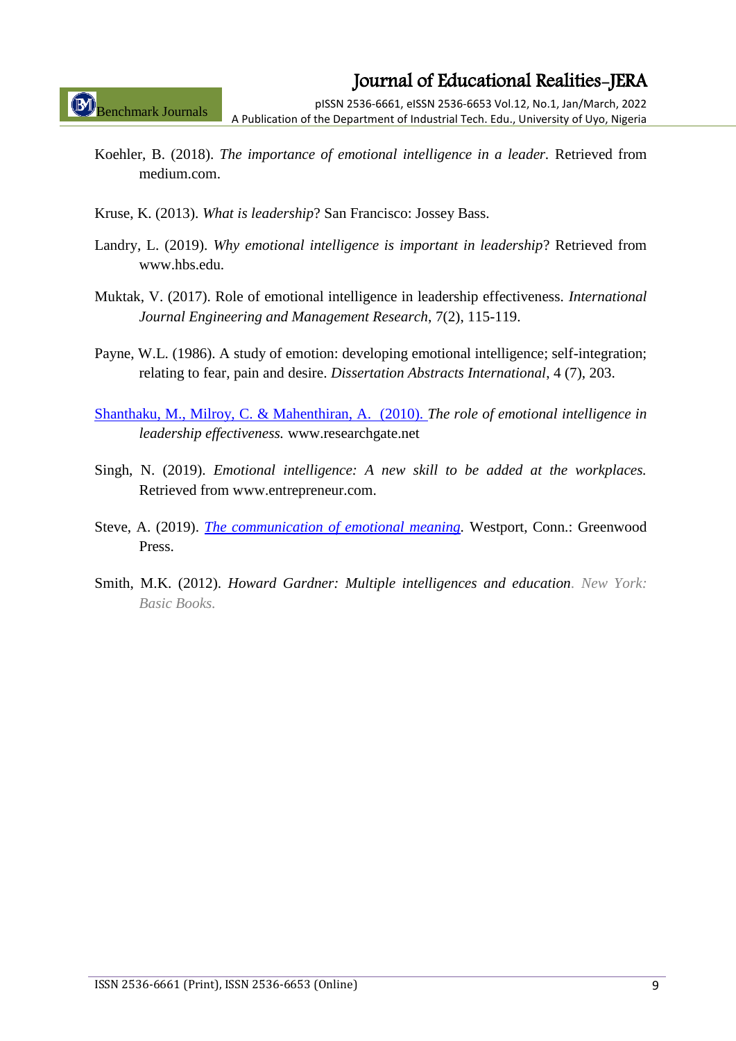Koehler, B. (2018). *The importance of emotional intelligence in a leader.* Retrieved from medium.com.

Kruse, K. (2013). *What is leadership*? San Francisco: Jossey Bass.

Landry, L. (2019). *Why emotional intelligence is important in leadership*? Retrieved from www.hbs.edu.

Muktak, V. (2017). Role of emotional intelligence in leadership effectiveness. *International Journal Engineering and Management Research*, 7(2), 115-119.

Payne, W.L. (1986). A study of emotion: developing emotional intelligence; self-integration; relating to fear, pain and desire. *Dissertation Abstracts International*, 4 (7), 203.

Shanthaku, M., Milroy, C. & Mahenthiran, A. (2010). *The role of emotional intelligence in leadership effectiveness.* www.researchgate.net

Singh, N. (2019). *Emotional intelligence: A new skill to be added at the workplaces.* Retrieved from www.entrepreneur.com.

Steve, A. (2019). *The communication of emotional meaning*. Westport, Conn.: Greenwood Press.

Smith, M.K. (2012). *Howard Gardner: Multiple intelligences and education. New York: Basic Books.*